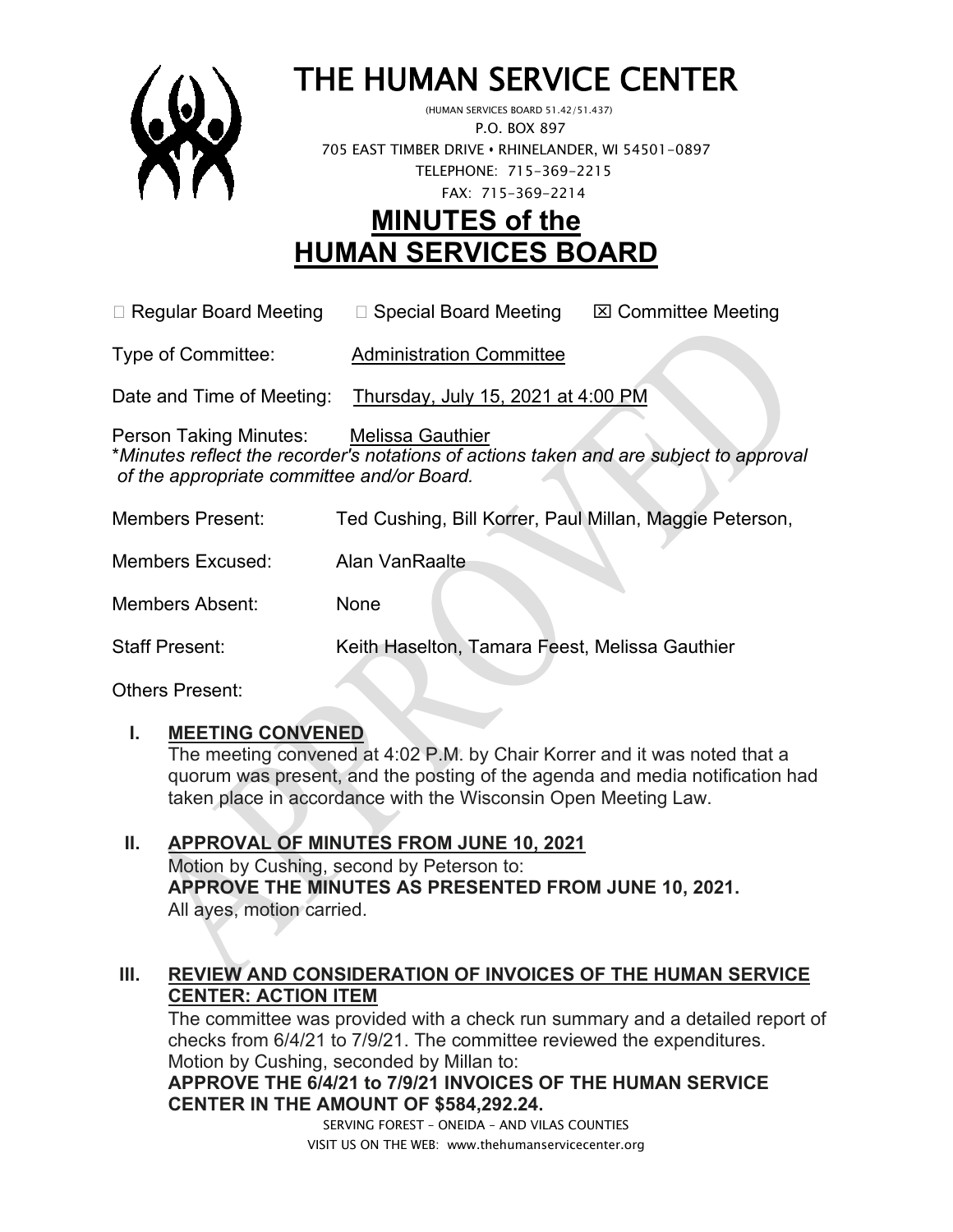# THE HUMAN SERVICE CENTER

(HUMAN SERVICES BOARD 51.42/51.437)
P.O. BOX 897
705 EAST TIMBER DRIVE • RHINELANDER, WI 54501-0897
TELEPHONE: 715-369-2215
FAX: 715-369-2214

# MINUTES of the HUMAN SERVICES BOARD

☐ Regular Board Meeting ☐ Special Board Meeting ☒ Committee Meeting

Type of Committee: Administration Committee

Date and Time of Meeting: Thursday, July 15, 2021 at 4:00 PM

Person Taking Minutes: Melissa Gauthier
**Minutes reflect the recorder's notations of actions taken and are subject to approval of the appropriate committee and/or Board.*

Members Present: Ted Cushing, Bill Korrer, Paul Millan, Maggie Peterson,

Members Excused: Alan VanRaalte

Members Absent: None

Staff Present: Keith Haselton, Tamara Feest, Melissa Gauthier

Others Present:

## I. MEETING CONVENED

The meeting convened at 4:02 P.M. by Chair Korrer and it was noted that a quorum was present, and the posting of the agenda and media notification had taken place in accordance with the Wisconsin Open Meeting Law.

## II. APPROVAL OF MINUTES FROM JUNE 10, 2021

Motion by Cushing, second by Peterson to:
**APPROVE THE MINUTES AS PRESENTED FROM JUNE 10, 2021.**
All ayes, motion carried.

## III. REVIEW AND CONSIDERATION OF INVOICES OF THE HUMAN SERVICE CENTER: ACTION ITEM

The committee was provided with a check run summary and a detailed report of checks from 6/4/21 to 7/9/21. The committee reviewed the expenditures.
Motion by Cushing, seconded by Millan to:
**APPROVE THE 6/4/21 to 7/9/21 INVOICES OF THE HUMAN SERVICE CENTER IN THE AMOUNT OF $584,292.24.**

SERVING FOREST – ONEIDA – AND VILAS COUNTIES
VISIT US ON THE WEB: www.thehumanservicecenter.org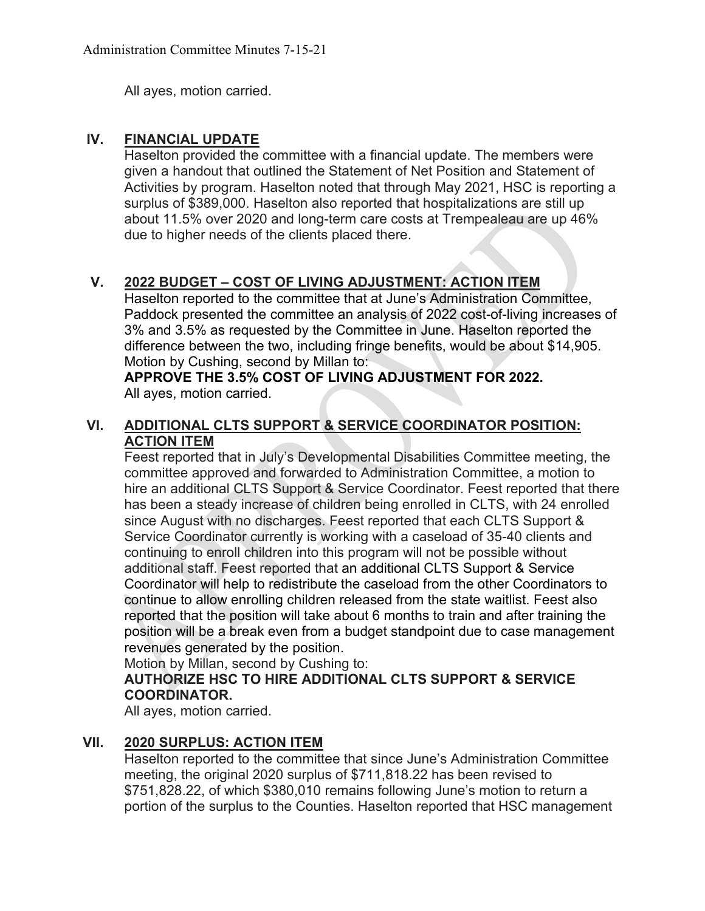All ayes, motion carried.

## IV. FINANCIAL UPDATE

Haselton provided the committee with a financial update. The members were given a handout that outlined the Statement of Net Position and Statement of Activities by program. Haselton noted that through May 2021, HSC is reporting a surplus of $389,000. Haselton also reported that hospitalizations are still up about 11.5% over 2020 and long-term care costs at Trempealeau are up 46% due to higher needs of the clients placed there.

## V. 2022 BUDGET – COST OF LIVING ADJUSTMENT: ACTION ITEM

Haselton reported to the committee that at June's Administration Committee, Paddock presented the committee an analysis of 2022 cost-of-living increases of 3% and 3.5% as requested by the Committee in June. Haselton reported the difference between the two, including fringe benefits, would be about $14,905.

Motion by Cushing, second by Millan to:

**APPROVE THE 3.5% COST OF LIVING ADJUSTMENT FOR 2022.**

All ayes, motion carried.

## VI. ADDITIONAL CLTS SUPPORT & SERVICE COORDINATOR POSITION: ACTION ITEM

Feest reported that in July's Developmental Disabilities Committee meeting, the committee approved and forwarded to Administration Committee, a motion to hire an additional CLTS Support & Service Coordinator. Feest reported that there has been a steady increase of children being enrolled in CLTS, with 24 enrolled since August with no discharges. Feest reported that each CLTS Support & Service Coordinator currently is working with a caseload of 35-40 clients and continuing to enroll children into this program will not be possible without additional staff. Feest reported that an additional CLTS Support & Service Coordinator will help to redistribute the caseload from the other Coordinators to continue to allow enrolling children released from the state waitlist. Feest also reported that the position will take about 6 months to train and after training the position will be a break even from a budget standpoint due to case management revenues generated by the position.

Motion by Millan, second by Cushing to:

**AUTHORIZE HSC TO HIRE ADDITIONAL CLTS SUPPORT & SERVICE COORDINATOR.**

All ayes, motion carried.

## VII. 2020 SURPLUS: ACTION ITEM

Haselton reported to the committee that since June's Administration Committee meeting, the original 2020 surplus of $711,818.22 has been revised to $751,828.22, of which $380,010 remains following June's motion to return a portion of the surplus to the Counties. Haselton reported that HSC management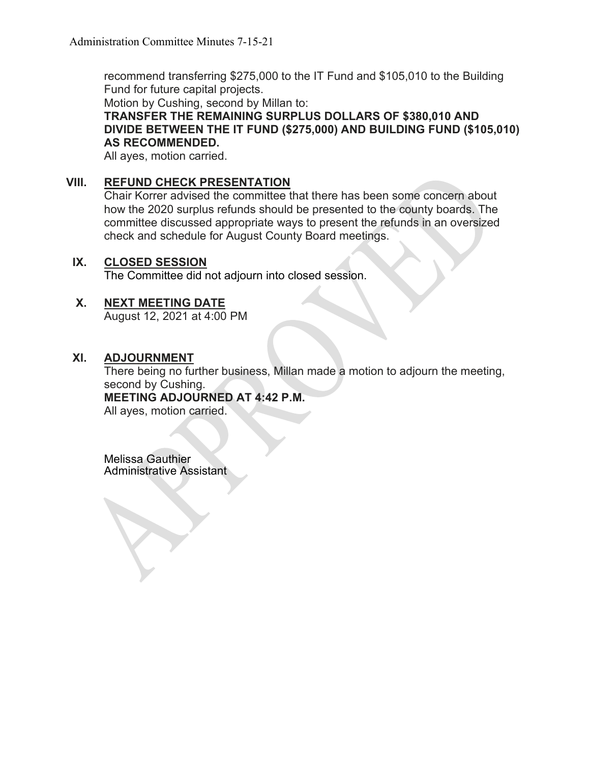recommend transferring $275,000 to the IT Fund and $105,010 to the Building Fund for future capital projects.

Motion by Cushing, second by Millan to:

**TRANSFER THE REMAINING SURPLUS DOLLARS OF $380,010 AND DIVIDE BETWEEN THE IT FUND ($275,000) AND BUILDING FUND ($105,010) AS RECOMMENDED.**

All ayes, motion carried.

## VIII. REFUND CHECK PRESENTATION

Chair Korrer advised the committee that there has been some concern about how the 2020 surplus refunds should be presented to the county boards. The committee discussed appropriate ways to present the refunds in an oversized check and schedule for August County Board meetings.

## IX. CLOSED SESSION

The Committee did not adjourn into closed session.

## X. NEXT MEETING DATE

August 12, 2021 at 4:00 PM

## XI. ADJOURNMENT

There being no further business, Millan made a motion to adjourn the meeting, second by Cushing.

**MEETING ADJOURNED AT 4:42 P.M.**

All ayes, motion carried.

Melissa Gauthier
Administrative Assistant